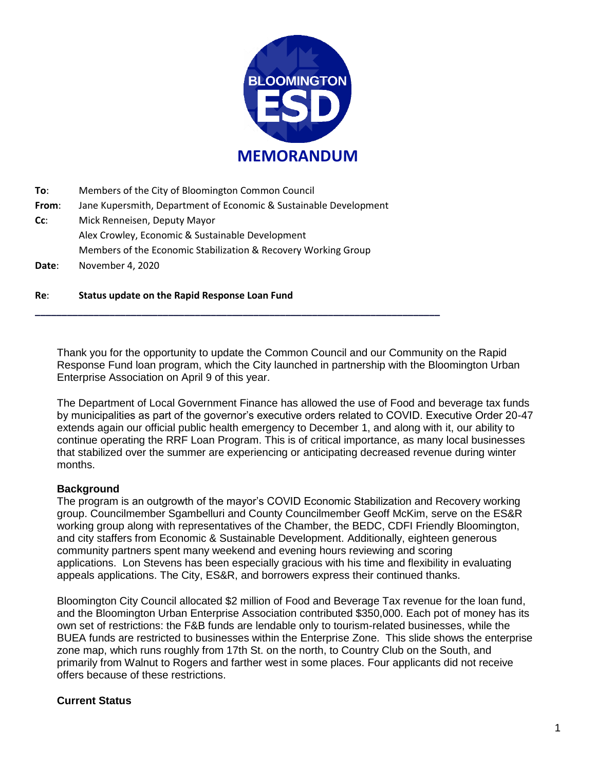# MEMORANDUM

**To**: Members of the City of Bloomington Common Council

**From**: Jane Kupersmith, Department of Economic & Sustainable Development

**Cc**: Mick Renneisen, Deputy Mayor
Alex Crowley, Economic & Sustainable Development
Members of the Economic Stabilization & Recovery Working Group

**Date**: November 4, 2020

**Re**: **Status update on the Rapid Response Loan Fund**

---

Thank you for the opportunity to update the Common Council and our Community on the Rapid Response Fund loan program, which the City launched in partnership with the Bloomington Urban Enterprise Association on April 9 of this year.

The Department of Local Government Finance has allowed the use of Food and beverage tax funds by municipalities as part of the governor's executive orders related to COVID. Executive Order 20-47 extends again our official public health emergency to December 1, and along with it, our ability to continue operating the RRF Loan Program. This is of critical importance, as many local businesses that stabilized over the summer are experiencing or anticipating decreased revenue during winter months.

## Background

The program is an outgrowth of the mayor's COVID Economic Stabilization and Recovery working group. Councilmember Sgambelluri and County Councilmember Geoff McKim, serve on the ES&R working group along with representatives of the Chamber, the BEDC, CDFI Friendly Bloomington, and city staffers from Economic & Sustainable Development. Additionally, eighteen generous community partners spent many weekend and evening hours reviewing and scoring applications. Lon Stevens has been especially gracious with his time and flexibility in evaluating appeals applications. The City, ES&R, and borrowers express their continued thanks.

Bloomington City Council allocated $2 million of Food and Beverage Tax revenue for the loan fund, and the Bloomington Urban Enterprise Association contributed $350,000. Each pot of money has its own set of restrictions: the F&B funds are lendable only to tourism-related businesses, while the BUEA funds are restricted to businesses within the Enterprise Zone. This slide shows the enterprise zone map, which runs roughly from 17th St. on the north, to Country Club on the South, and primarily from Walnut to Rogers and farther west in some places. Four applicants did not receive offers because of these restrictions.

## Current Status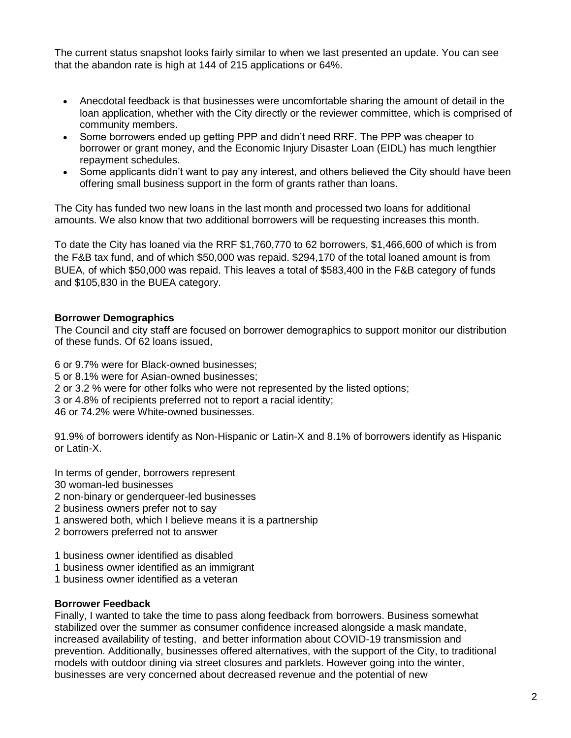The current status snapshot looks fairly similar to when we last presented an update. You can see that the abandon rate is high at 144 of 215 applications or 64%.

- Anecdotal feedback is that businesses were uncomfortable sharing the amount of detail in the loan application, whether with the City directly or the reviewer committee, which is comprised of community members.
- Some borrowers ended up getting PPP and didn't need RRF. The PPP was cheaper to borrower or grant money, and the Economic Injury Disaster Loan (EIDL) has much lengthier repayment schedules.
- Some applicants didn't want to pay any interest, and others believed the City should have been offering small business support in the form of grants rather than loans.

The City has funded two new loans in the last month and processed two loans for additional amounts. We also know that two additional borrowers will be requesting increases this month.

To date the City has loaned via the RRF $1,760,770 to 62 borrowers, $1,466,600 of which is from the F&B tax fund, and of which $50,000 was repaid. $294,170 of the total loaned amount is from BUEA, of which $50,000 was repaid. This leaves a total of $583,400 in the F&B category of funds and $105,830 in the BUEA category.

**Borrower Demographics**

The Council and city staff are focused on borrower demographics to support monitor our distribution of these funds. Of 62 loans issued,

6 or 9.7% were for Black-owned businesses;
5 or 8.1% were for Asian-owned businesses;
2 or 3.2 % were for other folks who were not represented by the listed options;
3 or 4.8% of recipients preferred not to report a racial identity;
46 or 74.2% were White-owned businesses.

91.9% of borrowers identify as Non-Hispanic or Latin-X and 8.1% of borrowers identify as Hispanic or Latin-X.

In terms of gender, borrowers represent
30 woman-led businesses
2 non-binary or genderqueer-led businesses
2 business owners prefer not to say
1 answered both, which I believe means it is a partnership
2 borrowers preferred not to answer

1 business owner identified as disabled
1 business owner identified as an immigrant
1 business owner identified as a veteran

**Borrower Feedback**

Finally, I wanted to take the time to pass along feedback from borrowers. Business somewhat stabilized over the summer as consumer confidence increased alongside a mask mandate, increased availability of testing, and better information about COVID-19 transmission and prevention. Additionally, businesses offered alternatives, with the support of the City, to traditional models with outdoor dining via street closures and parklets. However going into the winter, businesses are very concerned about decreased revenue and the potential of new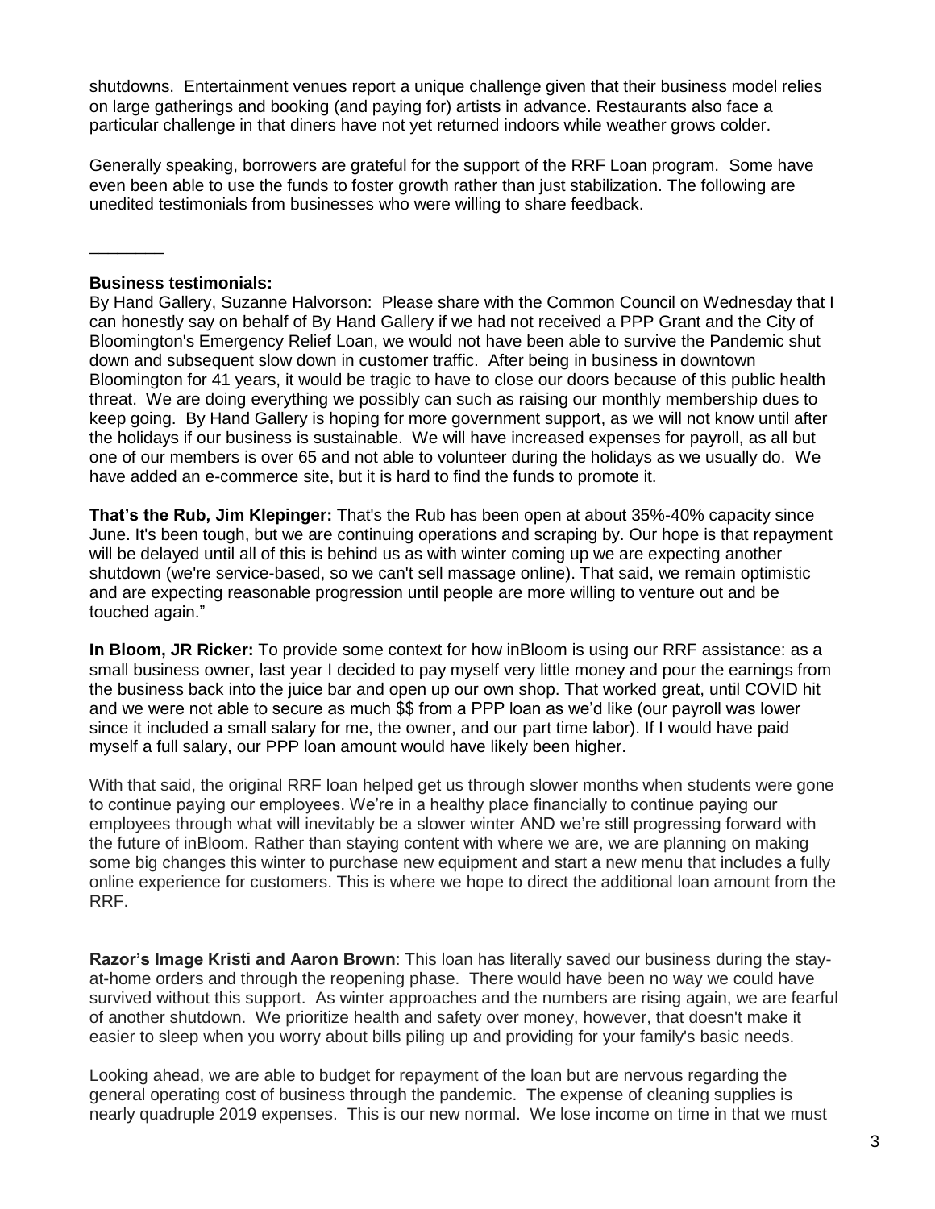shutdowns. Entertainment venues report a unique challenge given that their business model relies on large gatherings and booking (and paying for) artists in advance. Restaurants also face a particular challenge in that diners have not yet returned indoors while weather grows colder.

Generally speaking, borrowers are grateful for the support of the RRF Loan program. Some have even been able to use the funds to foster growth rather than just stabilization. The following are unedited testimonials from businesses who were willing to share feedback.

________

**Business testimonials:**

By Hand Gallery, Suzanne Halvorson: Please share with the Common Council on Wednesday that I can honestly say on behalf of By Hand Gallery if we had not received a PPP Grant and the City of Bloomington's Emergency Relief Loan, we would not have been able to survive the Pandemic shut down and subsequent slow down in customer traffic. After being in business in downtown Bloomington for 41 years, it would be tragic to have to close our doors because of this public health threat. We are doing everything we possibly can such as raising our monthly membership dues to keep going. By Hand Gallery is hoping for more government support, as we will not know until after the holidays if our business is sustainable. We will have increased expenses for payroll, as all but one of our members is over 65 and not able to volunteer during the holidays as we usually do. We have added an e-commerce site, but it is hard to find the funds to promote it.

**That's the Rub, Jim Klepinger:** That's the Rub has been open at about 35%-40% capacity since June. It's been tough, but we are continuing operations and scraping by. Our hope is that repayment will be delayed until all of this is behind us as with winter coming up we are expecting another shutdown (we're service-based, so we can't sell massage online). That said, we remain optimistic and are expecting reasonable progression until people are more willing to venture out and be touched again."

**In Bloom, JR Ricker:** To provide some context for how inBloom is using our RRF assistance: as a small business owner, last year I decided to pay myself very little money and pour the earnings from the business back into the juice bar and open up our own shop. That worked great, until COVID hit and we were not able to secure as much $$ from a PPP loan as we'd like (our payroll was lower since it included a small salary for me, the owner, and our part time labor). If I would have paid myself a full salary, our PPP loan amount would have likely been higher.

With that said, the original RRF loan helped get us through slower months when students were gone to continue paying our employees. We're in a healthy place financially to continue paying our employees through what will inevitably be a slower winter AND we're still progressing forward with the future of inBloom. Rather than staying content with where we are, we are planning on making some big changes this winter to purchase new equipment and start a new menu that includes a fully online experience for customers. This is where we hope to direct the additional loan amount from the RRF.

**Razor's Image Kristi and Aaron Brown**: This loan has literally saved our business during the stay-at-home orders and through the reopening phase. There would have been no way we could have survived without this support. As winter approaches and the numbers are rising again, we are fearful of another shutdown. We prioritize health and safety over money, however, that doesn't make it easier to sleep when you worry about bills piling up and providing for your family's basic needs.

Looking ahead, we are able to budget for repayment of the loan but are nervous regarding the general operating cost of business through the pandemic. The expense of cleaning supplies is nearly quadruple 2019 expenses. This is our new normal. We lose income on time in that we must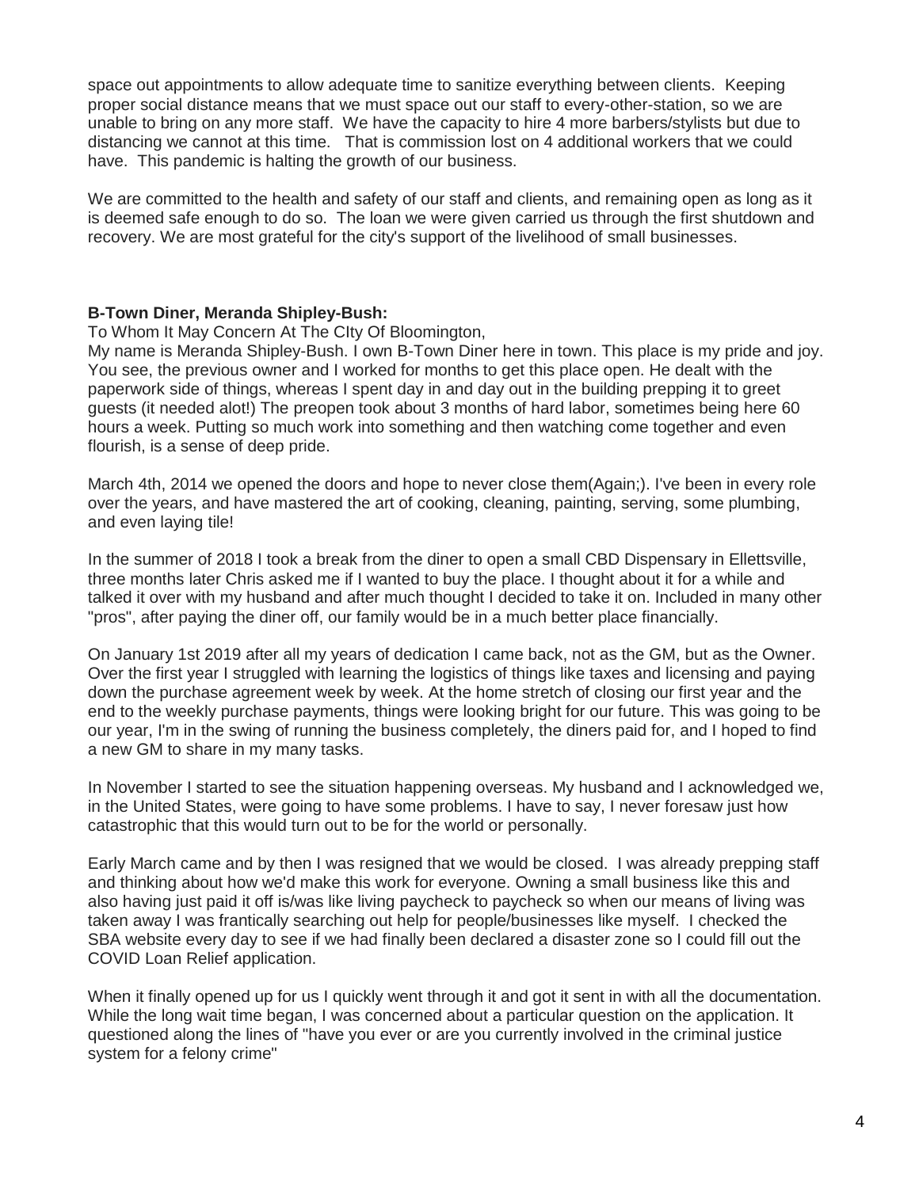space out appointments to allow adequate time to sanitize everything between clients. Keeping proper social distance means that we must space out our staff to every-other-station, so we are unable to bring on any more staff. We have the capacity to hire 4 more barbers/stylists but due to distancing we cannot at this time. That is commission lost on 4 additional workers that we could have. This pandemic is halting the growth of our business.

We are committed to the health and safety of our staff and clients, and remaining open as long as it is deemed safe enough to do so. The loan we were given carried us through the first shutdown and recovery. We are most grateful for the city's support of the livelihood of small businesses.

**B-Town Diner, Meranda Shipley-Bush:**

To Whom It May Concern At The CIty Of Bloomington,

My name is Meranda Shipley-Bush. I own B-Town Diner here in town. This place is my pride and joy. You see, the previous owner and I worked for months to get this place open. He dealt with the paperwork side of things, whereas I spent day in and day out in the building prepping it to greet guests (it needed alot!) The preopen took about 3 months of hard labor, sometimes being here 60 hours a week. Putting so much work into something and then watching come together and even flourish, is a sense of deep pride.

March 4th, 2014 we opened the doors and hope to never close them(Again;). I've been in every role over the years, and have mastered the art of cooking, cleaning, painting, serving, some plumbing, and even laying tile!

In the summer of 2018 I took a break from the diner to open a small CBD Dispensary in Ellettsville, three months later Chris asked me if I wanted to buy the place. I thought about it for a while and talked it over with my husband and after much thought I decided to take it on. Included in many other "pros", after paying the diner off, our family would be in a much better place financially.

On January 1st 2019 after all my years of dedication I came back, not as the GM, but as the Owner. Over the first year I struggled with learning the logistics of things like taxes and licensing and paying down the purchase agreement week by week. At the home stretch of closing our first year and the end to the weekly purchase payments, things were looking bright for our future. This was going to be our year, I'm in the swing of running the business completely, the diners paid for, and I hoped to find a new GM to share in my many tasks.

In November I started to see the situation happening overseas. My husband and I acknowledged we, in the United States, were going to have some problems. I have to say, I never foresaw just how catastrophic that this would turn out to be for the world or personally.

Early March came and by then I was resigned that we would be closed. I was already prepping staff and thinking about how we'd make this work for everyone. Owning a small business like this and also having just paid it off is/was like living paycheck to paycheck so when our means of living was taken away I was frantically searching out help for people/businesses like myself. I checked the SBA website every day to see if we had finally been declared a disaster zone so I could fill out the COVID Loan Relief application.

When it finally opened up for us I quickly went through it and got it sent in with all the documentation. While the long wait time began, I was concerned about a particular question on the application. It questioned along the lines of "have you ever or are you currently involved in the criminal justice system for a felony crime"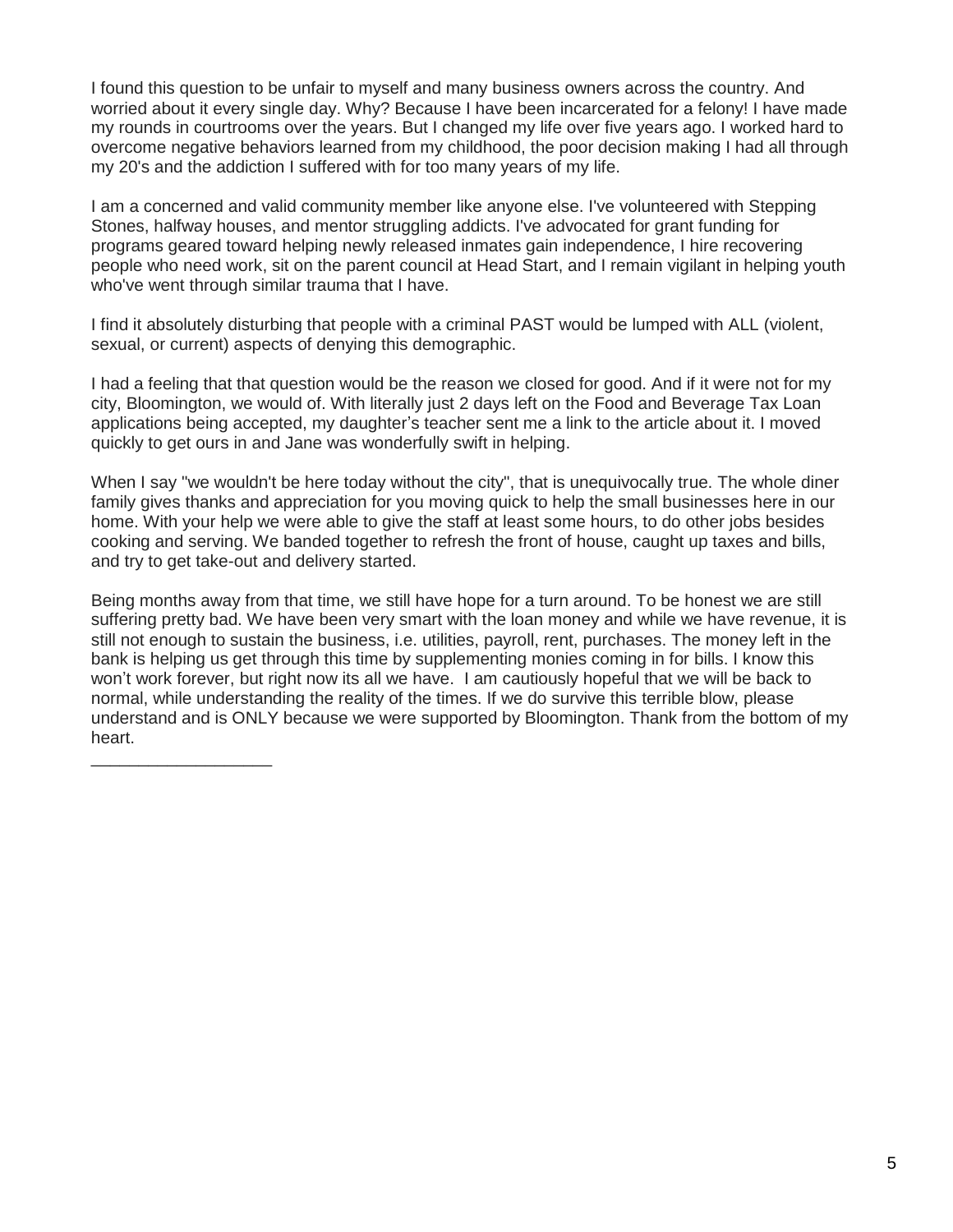I found this question to be unfair to myself and many business owners across the country. And worried about it every single day. Why? Because I have been incarcerated for a felony! I have made my rounds in courtrooms over the years. But I changed my life over five years ago. I worked hard to overcome negative behaviors learned from my childhood, the poor decision making I had all through my 20's and the addiction I suffered with for too many years of my life.

I am a concerned and valid community member like anyone else. I've volunteered with Stepping Stones, halfway houses, and mentor struggling addicts. I've advocated for grant funding for programs geared toward helping newly released inmates gain independence, I hire recovering people who need work, sit on the parent council at Head Start, and I remain vigilant in helping youth who've went through similar trauma that I have.

I find it absolutely disturbing that people with a criminal PAST would be lumped with ALL (violent, sexual, or current) aspects of denying this demographic.

I had a feeling that that question would be the reason we closed for good. And if it were not for my city, Bloomington, we would of. With literally just 2 days left on the Food and Beverage Tax Loan applications being accepted, my daughter's teacher sent me a link to the article about it. I moved quickly to get ours in and Jane was wonderfully swift in helping.

When I say "we wouldn't be here today without the city", that is unequivocally true. The whole diner family gives thanks and appreciation for you moving quick to help the small businesses here in our home. With your help we were able to give the staff at least some hours, to do other jobs besides cooking and serving. We banded together to refresh the front of house, caught up taxes and bills, and try to get take-out and delivery started.

Being months away from that time, we still have hope for a turn around. To be honest we are still suffering pretty bad. We have been very smart with the loan money and while we have revenue, it is still not enough to sustain the business, i.e. utilities, payroll, rent, purchases. The money left in the bank is helping us get through this time by supplementing monies coming in for bills. I know this won't work forever, but right now its all we have. I am cautiously hopeful that we will be back to normal, while understanding the reality of the times. If we do survive this terrible blow, please understand and is ONLY because we were supported by Bloomington. Thank from the bottom of my heart.

___________________